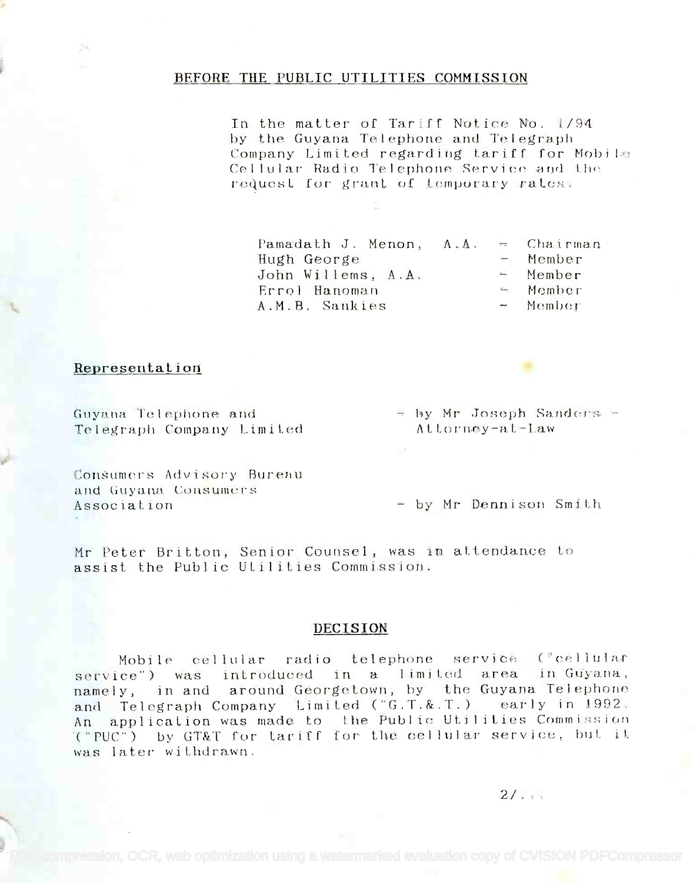# BEFORE THE PUBLIC UTILITIES COMMISSION

In the matter of Tariff Notice No. 1/94 by the Guyana Telephone and Telegraph Company Limited regarding tariff for Mobile Cellular Radio Telephone Service and the request for grant of temporary rates.

| | | |
|---|---|---|
| Pamadath J. Menon, A.A. | - | Chairman |
| Hugh George | - | Member |
| John Willems, A.A. | - | Member |
| Errol Hanoman | - | Member |
| A.M.B. Sankies | - | Member |

## Representation

| | |
|---|---|
| Guyana Telephone and Telegraph Company Limited | - by Mr Joseph Sanders - Attorney-at-Law |
| Consumers Advisory Bureau and Guyana Consumers Association | - by Mr Dennison Smith |

Mr Peter Britton, Senior Counsel, was in attendance to assist the Public Utilities Commission.

## DECISION

Mobile cellular radio telephone service ("cellular service") was introduced in a limited area in Guyana, namely, in and around Georgetown, by the Guyana Telephone and Telegraph Company Limited ("G.T.&.T.) early in 1992. An application was made to the Public Utilities Commission ("PUC") by GT&T for tariff for the cellular service, but it was later withdrawn.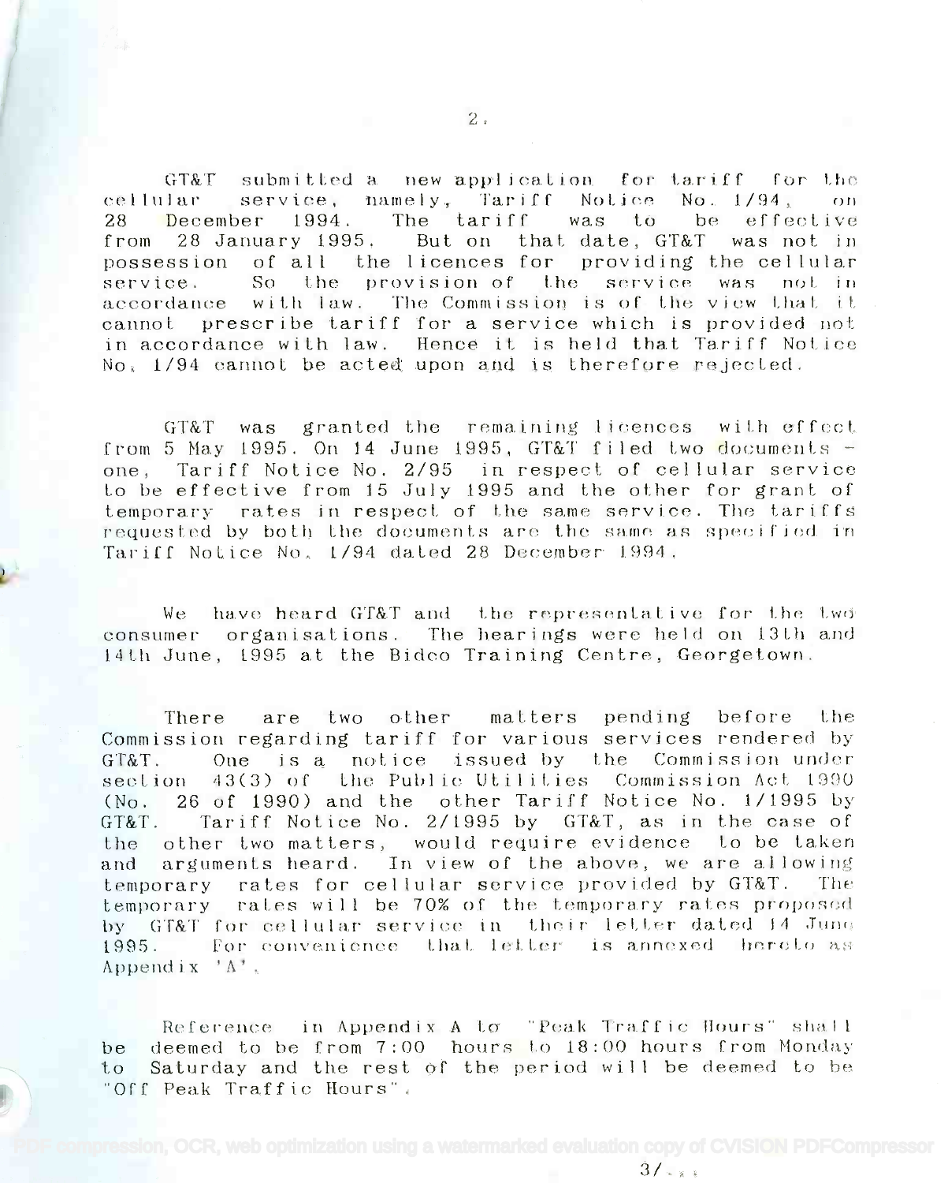GT&T submitted a new application for tariff for the cellular service, namely, Tariff Notice No. 1/94, on 28 December 1994. The tariff was to be effective from 28 January 1995. But on that date, GT&T was not in possession of all the licences for providing the cellular service. So the provision of the service was not in accordance with law. The Commission is of the view that it cannot prescribe tariff for a service which is provided not in accordance with law. Hence it is held that Tariff Notice No. 1/94 cannot be acted upon and is therefore rejected.

GT&T was granted the remaining licences with effect from 5 May 1995. On 14 June 1995, GT&T filed two documents - one, Tariff Notice No. 2/95 in respect of cellular service to be effective from 15 July 1995 and the other for grant of temporary rates in respect of the same service. The tariffs requested by both the documents are the same as specified in Tariff Notice No. 1/94 dated 28 December 1994.

We have heard GT&T and the representative for the two consumer organisations. The hearings were held on 13th and 14th June, 1995 at the Bidco Training Centre, Georgetown.

There are two other matters pending before the Commission regarding tariff for various services rendered by GT&T. One is a notice issued by the Commission under section 43(3) of the Public Utilities Commission Act 1990 (No. 26 of 1990) and the other Tariff Notice No. 1/1995 by GT&T. Tariff Notice No. 2/1995 by GT&T, as in the case of the other two matters, would require evidence to be taken and arguments heard. In view of the above, we are allowing temporary rates for cellular service provided by GT&T. The temporary rates will be 70% of the temporary rates proposed by GT&T for cellular service in their letter dated 14 June 1995. For convenience that letter is annexed hereto as Appendix 'A'.

Reference in Appendix A to "Peak Traffic Hours" shall be deemed to be from 7:00 hours to 18:00 hours from Monday to Saturday and the rest of the period will be deemed to be "Off Peak Traffic Hours".

3/...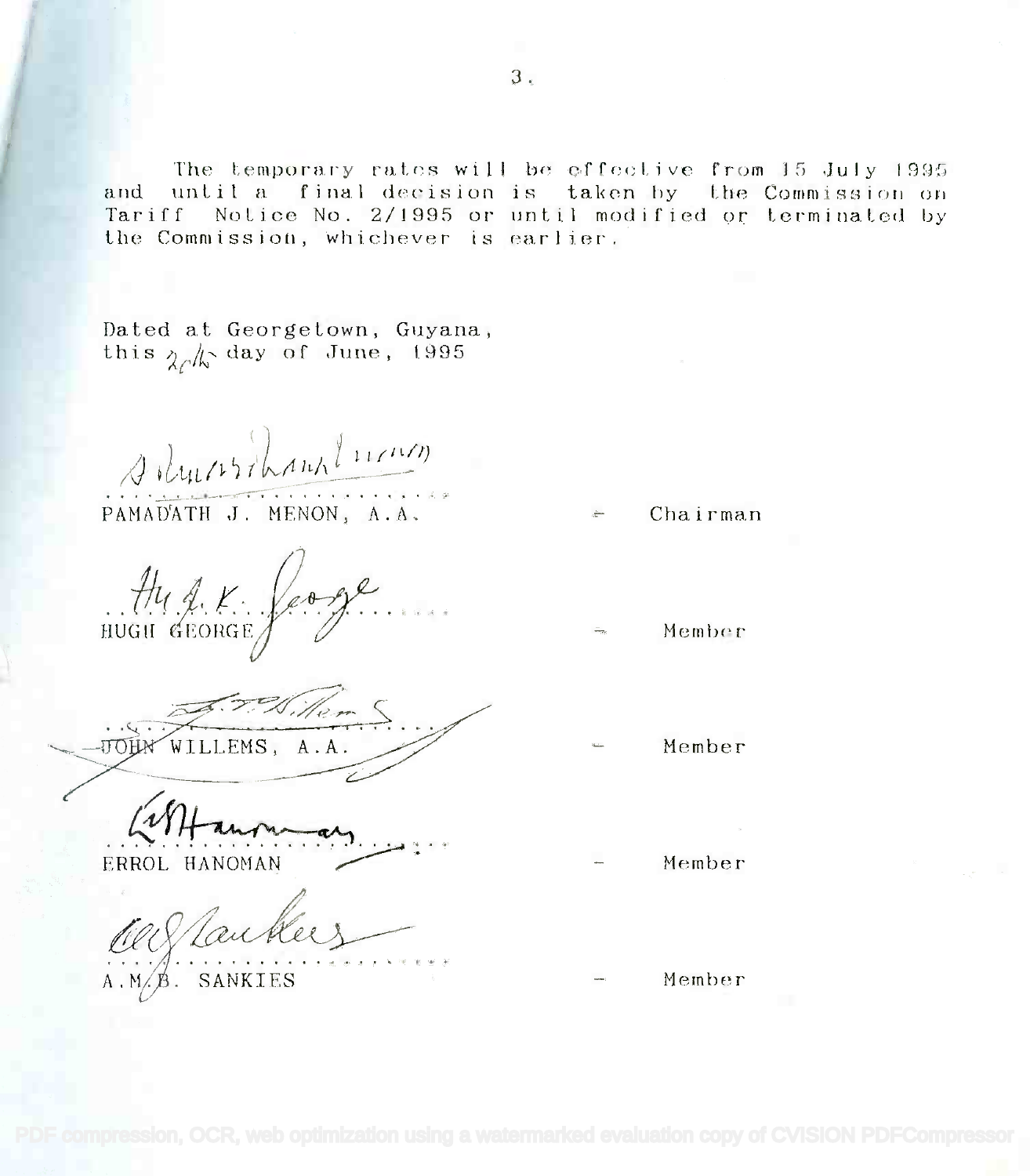The temporary rates will be effective from 15 July 1995 and until a final decision is taken by the Commission on Tariff Notice No. 2/1995 or until modified or terminated by the Commission, whichever is earlier.

Dated at Georgetown, Guyana,
this 20th day of June, 1995

............................
PAMADATH J. MENON, A.A. - Chairman

............................
HUGH GEORGE - Member

............................
JOHN WILLEMS, A.A. - Member

............................
ERROL HANOMAN - Member

............................
A.M.B. SANKIES - Member

PDF compression, OCR, web optimization using a watermarked evaluation copy of CVISION PDFCompressor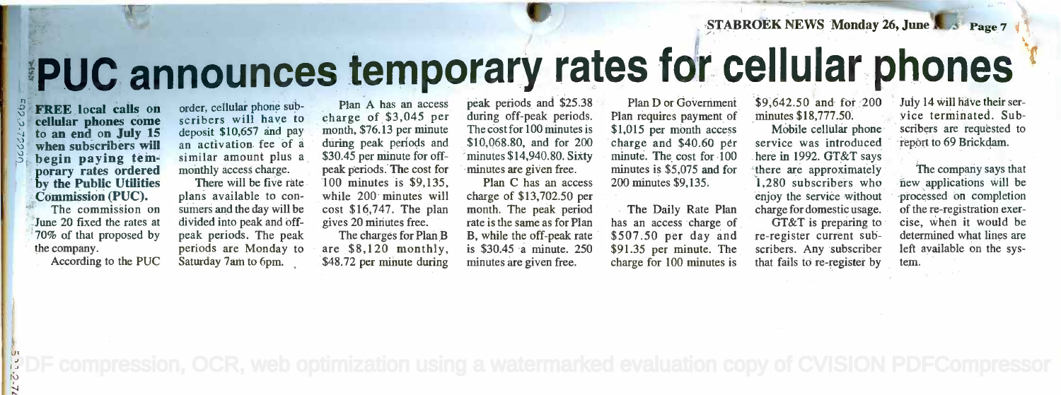# PUC announces temporary rates for cellular phones

**FREE local calls on cellular phones come to an end on July 15 when subscribers will begin paying temporary rates ordered by the Public Utilities Commission (PUC).**

The commission on June 20 fixed the rates at 70% of that proposed by the company.

According to the PUC order, cellular phone subscribers will have to deposit $10,657 and pay an activation fee of a similar amount plus a monthly access charge.

There will be five rate plans available to consumers and the day will be divided into peak and off-peak periods. The peak periods are Monday to Saturday 7am to 6pm.

Plan A has an access charge of $3,045 per month, $76.13 per minute during peak periods and $30.45 per minute for off-peak periods. The cost for 100 minutes is $9,135, while 200 minutes will cost $16,747. The plan gives 20 minutes free.

The charges for Plan B are $8,120 monthly, $48.72 per minute during peak periods and $25.38 during off-peak periods. The cost for 100 minutes is $10,068.80, and for 200 minutes $14,940.80. Sixty minutes are given free.

Plan C has an access charge of $13,702.50 per month. The peak period rate is the same as for Plan B, while the off-peak rate is $30.45 a minute. 250 minutes are given free.

Plan D or Government Plan requires payment of $1,015 per month access charge and $40.60 per minute. The cost for 100 minutes is $5,075 and for 200 minutes $9,135.

The Daily Rate Plan has an access charge of $507.50 per day and $91.35 per minute. The charge for 100 minutes is $9,642.50 and for 200 minutes $18,777.50.

Mobile cellular phone service was introduced here in 1992. GT&T says there are approximately 1,280 subscribers who enjoy the service without charge for domestic usage.

GT&T is preparing to re-register current subscribers. Any subscriber that fails to re-register by July 14 will have their service terminated. Subscribers are requested to report to 69 Brickdam.

The company says that new applications will be processed on completion of the re-registration exercise, when it would be determined what lines are left available on the system.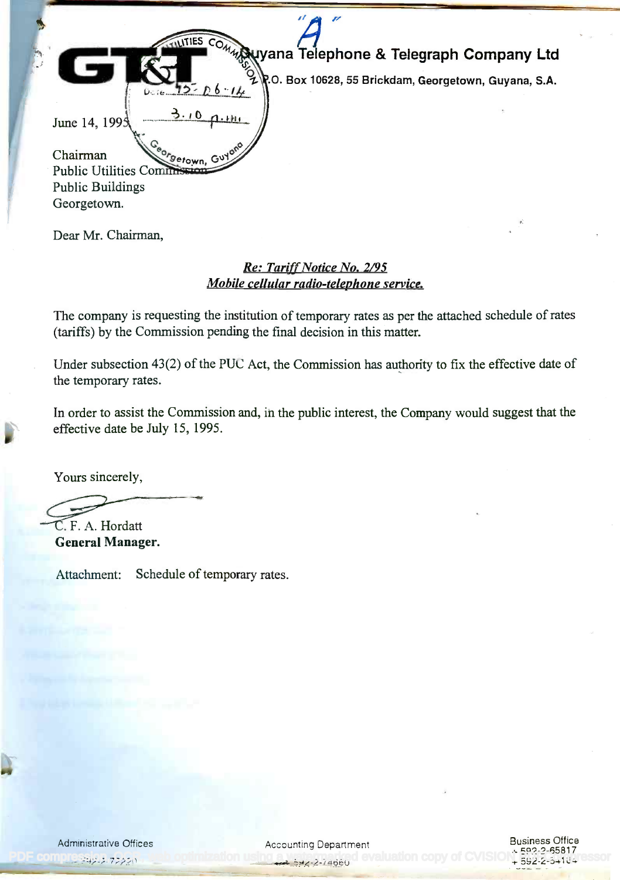"A"

**Guyana Telephone & Telegraph Company Ltd**

**P.O. Box 10628, 55 Brickdam, Georgetown, Guyana, S.A.**

PUBLIC UTILITIES COMMISSION
Date 95-06-14
3.10 p.m.
Georgetown, Guyana

June 14, 1995

Chairman
Public Utilities Commission
Public Buildings
Georgetown.

Dear Mr. Chairman,

***Re: Tariff Notice No. 2/95***
***Mobile cellular radio-telephone service.***

The company is requesting the institution of temporary rates as per the attached schedule of rates (tariffs) by the Commission pending the final decision in this matter.

Under subsection 43(2) of the PUC Act, the Commission has authority to fix the effective date of the temporary rates.

In order to assist the Commission and, in the public interest, the Company would suggest that the effective date be July 15, 1995.

Yours sincerely,

C. F. A. Hordatt
**General Manager.**

Attachment: Schedule of temporary rates.

Administrative Offices | Accounting Department 592-2-74660 | Business Office 592-2-65817, 592-2-54104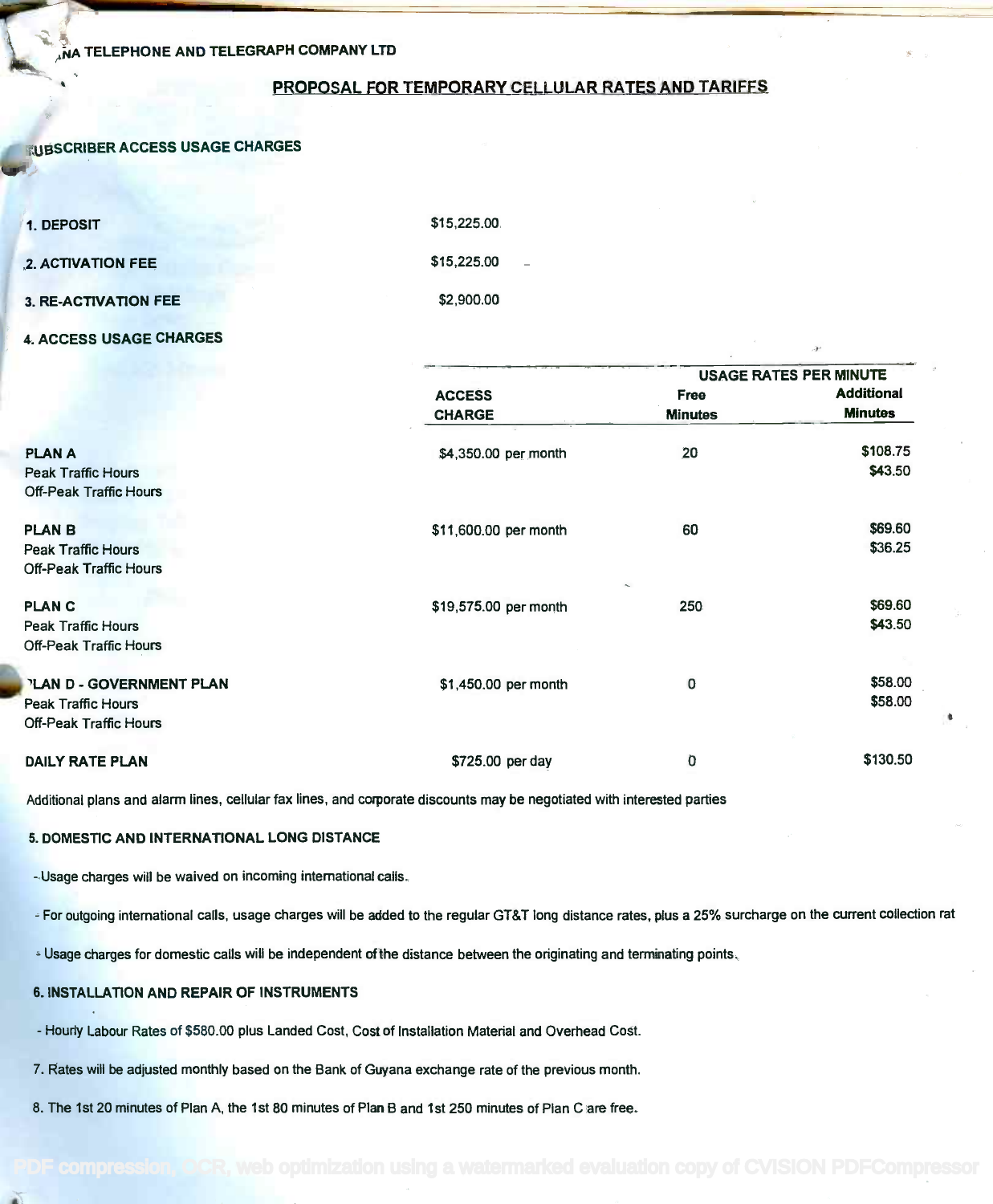,NA TELEPHONE AND TELEGRAPH COMPANY LTD

## PROPOSAL FOR TEMPORARY CELLULAR RATES AND TARIFFS

### SUBSCRIBER ACCESS USAGE CHARGES

| | |
|---|---|
| **1. DEPOSIT** | $15,225.00 |
| **2. ACTIVATION FEE** | $15,225.00 |
| **3. RE-ACTIVATION FEE** | $2,900.00 |

**4. ACCESS USAGE CHARGES**

| | ACCESS CHARGE | USAGE RATES PER MINUTE Free Minutes | Additional Minutes |
|---|---|---|---|
| **PLAN A** | $4,350.00 per month | 20 | |
| Peak Traffic Hours | | | $108.75 |
| Off-Peak Traffic Hours | | | $43.50 |
| **PLAN B** | $11,600.00 per month | 60 | |
| Peak Traffic Hours | | | $69.60 |
| Off-Peak Traffic Hours | | | $36.25 |
| **PLAN C** | $19,575.00 per month | 250 | |
| Peak Traffic Hours | | | $69.60 |
| Off-Peak Traffic Hours | | | $43.50 |
| **PLAN D - GOVERNMENT PLAN** | $1,450.00 per month | 0 | |
| Peak Traffic Hours | | | $58.00 |
| Off-Peak Traffic Hours | | | $58.00 |
| **DAILY RATE PLAN** | $725.00 per day | 0 | $130.50 |

Additional plans and alarm lines, cellular fax lines, and corporate discounts may be negotiated with interested parties

**5. DOMESTIC AND INTERNATIONAL LONG DISTANCE**

- Usage charges will be waived on incoming international calls.
- For outgoing international calls, usage charges will be added to the regular GT&T long distance rates, plus a 25% surcharge on the current collection rat
- Usage charges for domestic calls will be independent of the distance between the originating and terminating points.

**6. INSTALLATION AND REPAIR OF INSTRUMENTS**

- Hourly Labour Rates of $580.00 plus Landed Cost, Cost of Installation Material and Overhead Cost.

7. Rates will be adjusted monthly based on the Bank of Guyana exchange rate of the previous month.

8. The 1st 20 minutes of Plan A, the 1st 80 minutes of Plan B and 1st 250 minutes of Plan C are free.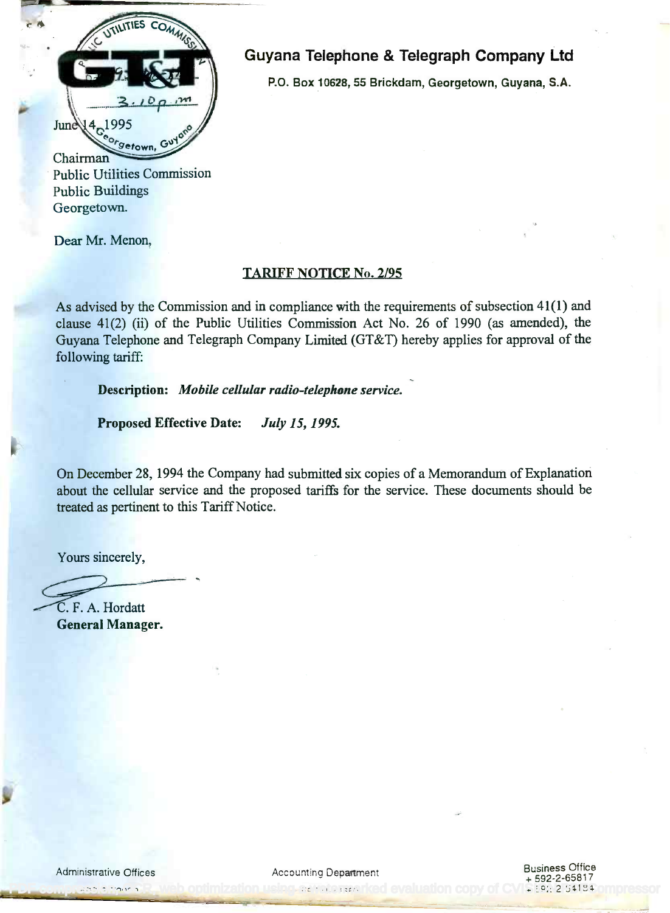**Guyana Telephone & Telegraph Company Ltd**

P.O. Box 10628, 55 Brickdam, Georgetown, Guyana, S.A.

June 14, 1995

Chairman
Public Utilities Commission
Public Buildings
Georgetown.

Dear Mr. Menon,

**TARIFF NOTICE No. 2/95**

As advised by the Commission and in compliance with the requirements of subsection 41(1) and clause 41(2) (ii) of the Public Utilities Commission Act No. 26 of 1990 (as amended), the Guyana Telephone and Telegraph Company Limited (GT&T) hereby applies for approval of the following tariff:

**Description:** *Mobile cellular radio-telephone service.*

**Proposed Effective Date:** *July 15, 1995.*

On December 28, 1994 the Company had submitted six copies of a Memorandum of Explanation about the cellular service and the proposed tariffs for the service. These documents should be treated as pertinent to this Tariff Notice.

Yours sincerely,

C. F. A. Hordatt
**General Manager.**

Administrative Offices | Accounting Department | Business Office + 592-2-65817